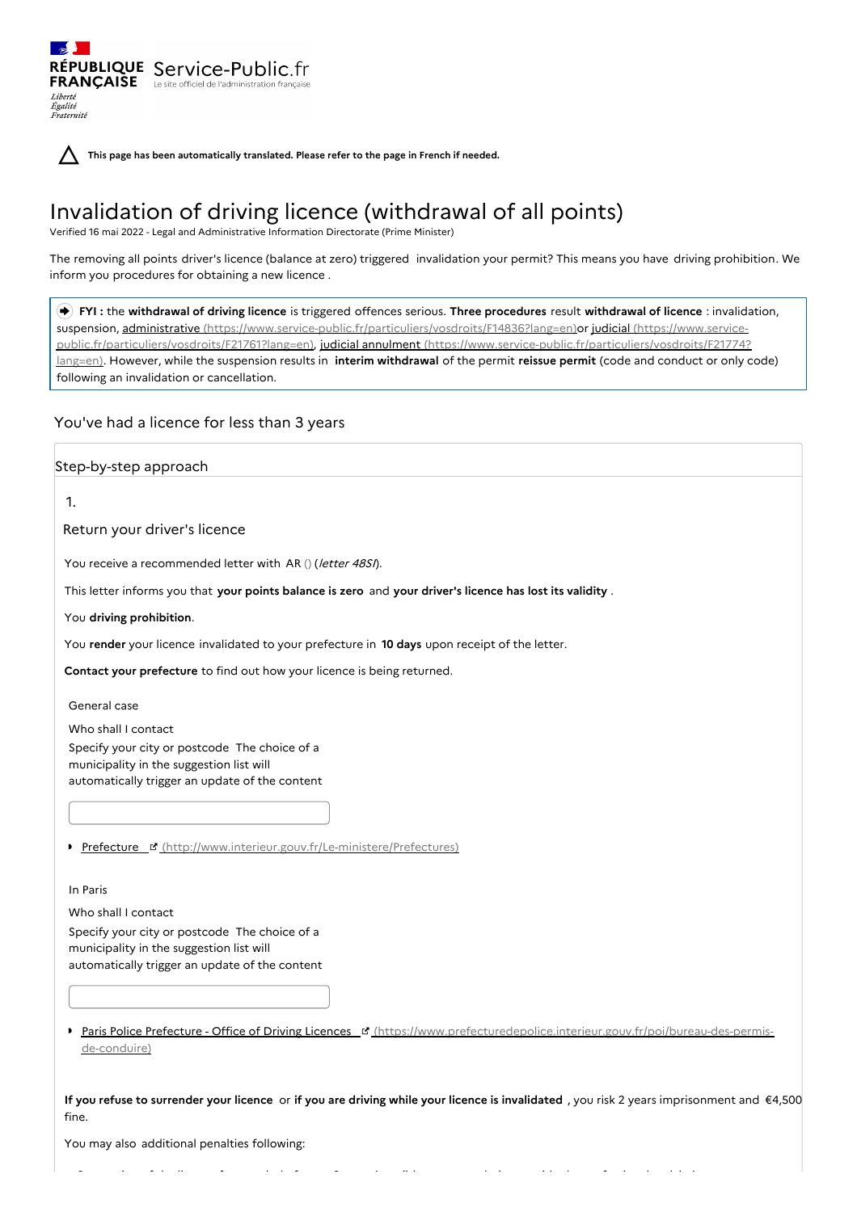RÉPUBLIQUE FRANÇAISE Service-Public.fr
Le site officiel de l'administration française

Liberté
Égalité
Fraternité

**This page has been automatically translated. Please refer to the page in French if needed.**

# Invalidation of driving licence (withdrawal of all points)

Verified 16 mai 2022 - Legal and Administrative Information Directorate (Prime Minister)

The removing all points driver's licence (balance at zero) triggered invalidation your permit? This means you have driving prohibition. We inform you procedures for obtaining a new licence .

**FYI :** the **withdrawal of driving licence** is triggered offences serious. **Three procedures** result **withdrawal of licence** : invalidation, suspension, administrative (https://www.service-public.fr/particuliers/vosdroits/F14836?lang=en)or judicial (https://www.service-public.fr/particuliers/vosdroits/F21761?lang=en), judicial annulment (https://www.service-public.fr/particuliers/vosdroits/F21774?lang=en). However, while the suspension results in **interim withdrawal** of the permit **reissue permit** (code and conduct or only code) following an invalidation or cancellation.

## You've had a licence for less than 3 years

### Step-by-step approach

1.

#### Return your driver's licence

You receive a recommended letter with AR () (*letter 48SI*).

This letter informs you that **your points balance is zero** and **your driver's licence has lost its validity** .

You **driving prohibition**.

You **render** your licence invalidated to your prefecture in **10 days** upon receipt of the letter.

**Contact your prefecture** to find out how your licence is being returned.

General case

Who shall I contact

Specify your city or postcode The choice of a municipality in the suggestion list will automatically trigger an update of the content

- Prefecture (http://www.interieur.gouv.fr/Le-ministere/Prefectures)

In Paris

Who shall I contact

Specify your city or postcode The choice of a municipality in the suggestion list will automatically trigger an update of the content

- Paris Police Prefecture - Office of Driving Licences (https://www.prefecturedepolice.interieur.gouv.fr/poi/bureau-des-permis-de-conduire)

**If you refuse to surrender your licence** or **if you are driving while your licence is invalidated** , you risk 2 years imprisonment and €4,500 fine.

You may also additional penalties following: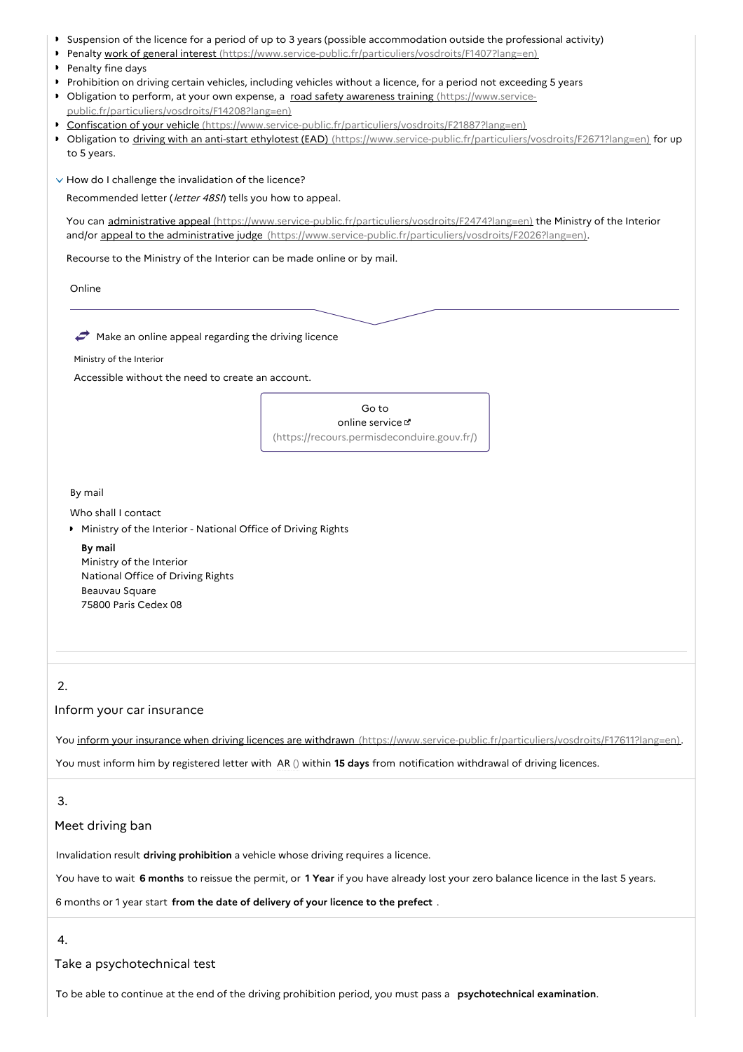- Suspension of the licence for a period of up to 3 years (possible accommodation outside the professional activity)
- Penalty [work of general interest (https://www.service-public.fr/particuliers/vosdroits/F1407?lang=en)](https://www.service-public.fr/particuliers/vosdroits/F1407?lang=en)
- Penalty fine days
- Prohibition on driving certain vehicles, including vehicles without a licence, for a period not exceeding 5 years
- Obligation to perform, at your own expense, a [road safety awareness training (https://www.service-public.fr/particuliers/vosdroits/F14208?lang=en)](https://www.service-public.fr/particuliers/vosdroits/F14208?lang=en)
- [Confiscation of your vehicle (https://www.service-public.fr/particuliers/vosdroits/F21887?lang=en)](https://www.service-public.fr/particuliers/vosdroits/F21887?lang=en)
- Obligation to [driving with an anti-start ethylotest (EAD) (https://www.service-public.fr/particuliers/vosdroits/F2671?lang=en)](https://www.service-public.fr/particuliers/vosdroits/F2671?lang=en) for up to 5 years.

How do I challenge the invalidation of the licence?

Recommended letter (*letter 48SI*) tells you how to appeal.

You can [administrative appeal (https://www.service-public.fr/particuliers/vosdroits/F2474?lang=en)](https://www.service-public.fr/particuliers/vosdroits/F2474?lang=en) the Ministry of the Interior and/or [appeal to the administrative judge (https://www.service-public.fr/particuliers/vosdroits/F2026?lang=en)](https://www.service-public.fr/particuliers/vosdroits/F2026?lang=en).

Recourse to the Ministry of the Interior can be made online or by mail.

Online

Make an online appeal regarding the driving licence

Ministry of the Interior

Accessible without the need to create an account.

[Go to online service (https://recours.permisdeconduire.gouv.fr/)](https://recours.permisdeconduire.gouv.fr/)

By mail

Who shall I contact

- Ministry of the Interior - National Office of Driving Rights

**By mail**
Ministry of the Interior
National Office of Driving Rights
Beauvau Square
75800 Paris Cedex 08

## 2. Inform your car insurance

You [inform your insurance when driving licences are withdrawn (https://www.service-public.fr/particuliers/vosdroits/F17611?lang=en)](https://www.service-public.fr/particuliers/vosdroits/F17611?lang=en).

You must inform him by registered letter with AR () within **15 days** from notification withdrawal of driving licences.

## 3. Meet driving ban

Invalidation result **driving prohibition** a vehicle whose driving requires a licence.

You have to wait **6 months** to reissue the permit, or **1 Year** if you have already lost your zero balance licence in the last 5 years.

6 months or 1 year start **from the date of delivery of your licence to the prefect** .

## 4. Take a psychotechnical test

To be able to continue at the end of the driving prohibition period, you must pass a **psychotechnical examination**.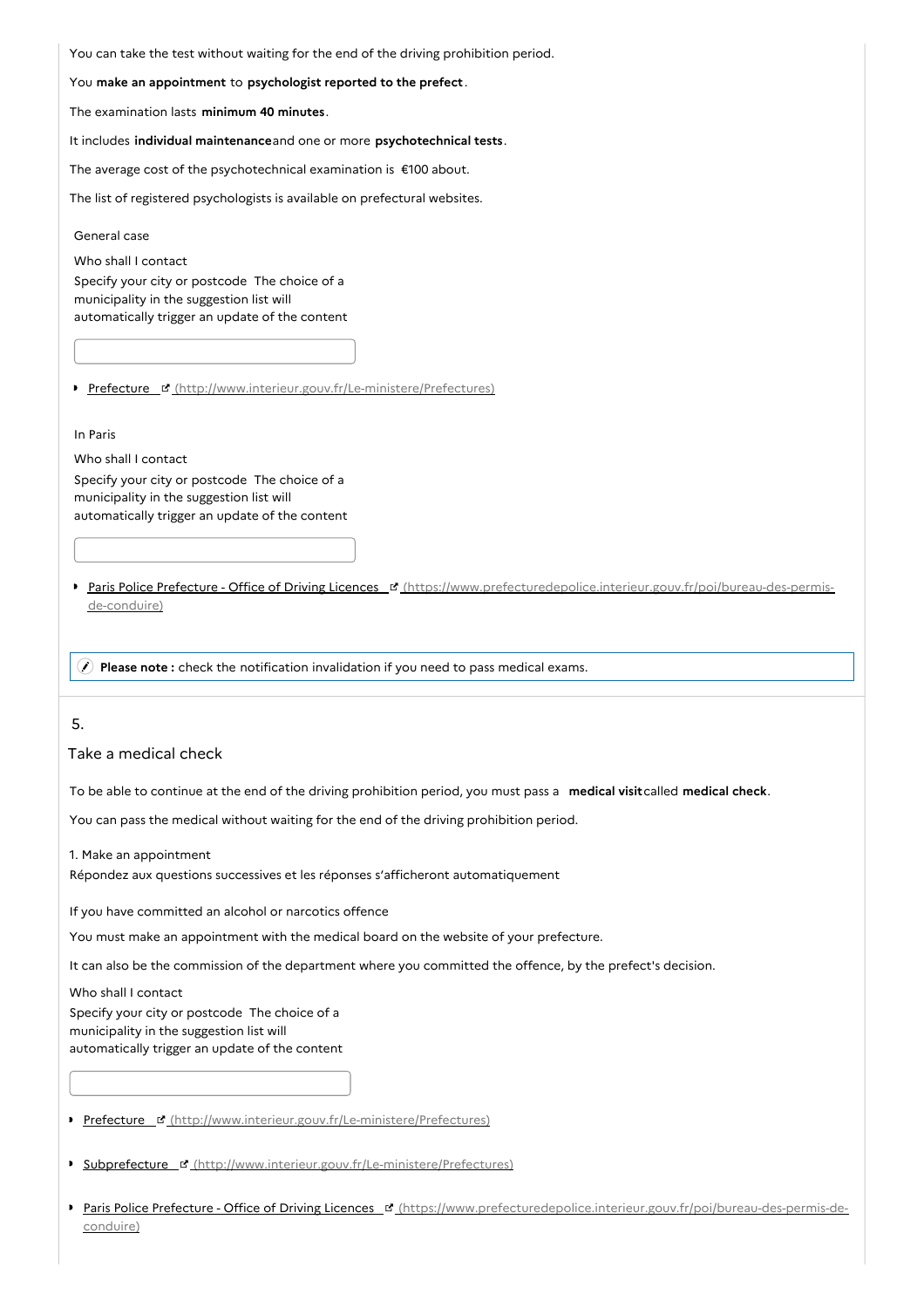You can take the test without waiting for the end of the driving prohibition period.

You **make an appointment** to **psychologist reported to the prefect**.

The examination lasts **minimum 40 minutes**.

It includes **individual maintenance**and one or more **psychotechnical tests**.

The average cost of the psychotechnical examination is €100 about.

The list of registered psychologists is available on prefectural websites.

General case

Who shall I contact

Specify your city or postcode The choice of a municipality in the suggestion list will automatically trigger an update of the content

- [Prefecture](http://www.interieur.gouv.fr/Le-ministere/Prefectures) (http://www.interieur.gouv.fr/Le-ministere/Prefectures)

In Paris

Who shall I contact

Specify your city or postcode The choice of a municipality in the suggestion list will automatically trigger an update of the content

- [Paris Police Prefecture - Office of Driving Licences](https://www.prefecturedepolice.interieur.gouv.fr/poi/bureau-des-permis-de-conduire) (https://www.prefecturedepolice.interieur.gouv.fr/poi/bureau-des-permis-de-conduire)

**Please note :** check the notification invalidation if you need to pass medical exams.

## 5.

## Take a medical check

To be able to continue at the end of the driving prohibition period, you must pass a **medical visit**called **medical check**.

You can pass the medical without waiting for the end of the driving prohibition period.

1. Make an appointment

Répondez aux questions successives et les réponses s'afficheront automatiquement

If you have committed an alcohol or narcotics offence

You must make an appointment with the medical board on the website of your prefecture.

It can also be the commission of the department where you committed the offence, by the prefect's decision.

Who shall I contact

Specify your city or postcode The choice of a municipality in the suggestion list will automatically trigger an update of the content

- [Prefecture](http://www.interieur.gouv.fr/Le-ministere/Prefectures) (http://www.interieur.gouv.fr/Le-ministere/Prefectures)
- [Subprefecture](http://www.interieur.gouv.fr/Le-ministere/Prefectures) (http://www.interieur.gouv.fr/Le-ministere/Prefectures)
- [Paris Police Prefecture - Office of Driving Licences](https://www.prefecturedepolice.interieur.gouv.fr/poi/bureau-des-permis-de-conduire) (https://www.prefecturedepolice.interieur.gouv.fr/poi/bureau-des-permis-de-conduire)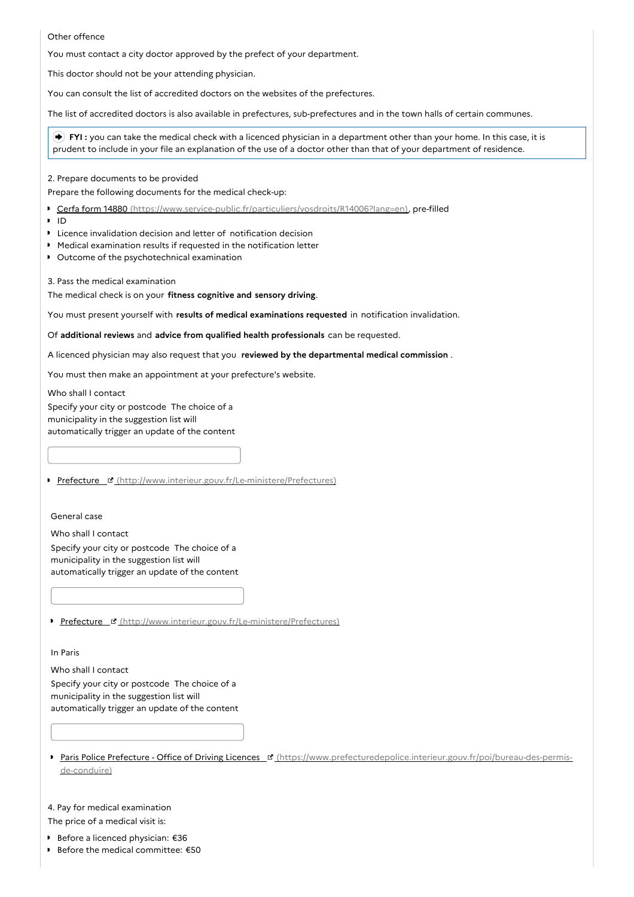Other offence

You must contact a city doctor approved by the prefect of your department.

This doctor should not be your attending physician.

You can consult the list of accredited doctors on the websites of the prefectures.

The list of accredited doctors is also available in prefectures, sub-prefectures and in the town halls of certain communes.

> **FYI :** you can take the medical check with a licenced physician in a department other than your home. In this case, it is prudent to include in your file an explanation of the use of a doctor other than that of your department of residence.

2. Prepare documents to be provided

Prepare the following documents for the medical check-up:

- Cerfa form 14880 (https://www.service-public.fr/particuliers/vosdroits/R14006?lang=en), pre-filled
- ID
- Licence invalidation decision and letter of notification decision
- Medical examination results if requested in the notification letter
- Outcome of the psychotechnical examination

3. Pass the medical examination

The medical check is on your **fitness cognitive and sensory driving**.

You must present yourself with **results of medical examinations requested** in notification invalidation.

Of **additional reviews** and **advice from qualified health professionals** can be requested.

A licenced physician may also request that you **reviewed by the departmental medical commission** .

You must then make an appointment at your prefecture's website.

Who shall I contact

Specify your city or postcode The choice of a municipality in the suggestion list will automatically trigger an update of the content

- Prefecture (http://www.interieur.gouv.fr/Le-ministere/Prefectures)

General case

Who shall I contact

Specify your city or postcode The choice of a municipality in the suggestion list will automatically trigger an update of the content

- Prefecture (http://www.interieur.gouv.fr/Le-ministere/Prefectures)

In Paris

Who shall I contact

Specify your city or postcode The choice of a municipality in the suggestion list will automatically trigger an update of the content

- Paris Police Prefecture - Office of Driving Licences (https://www.prefecturedepolice.interieur.gouv.fr/poi/bureau-des-permis-de-conduire)

4. Pay for medical examination

The price of a medical visit is:

- Before a licenced physician: €36
- Before the medical committee: €50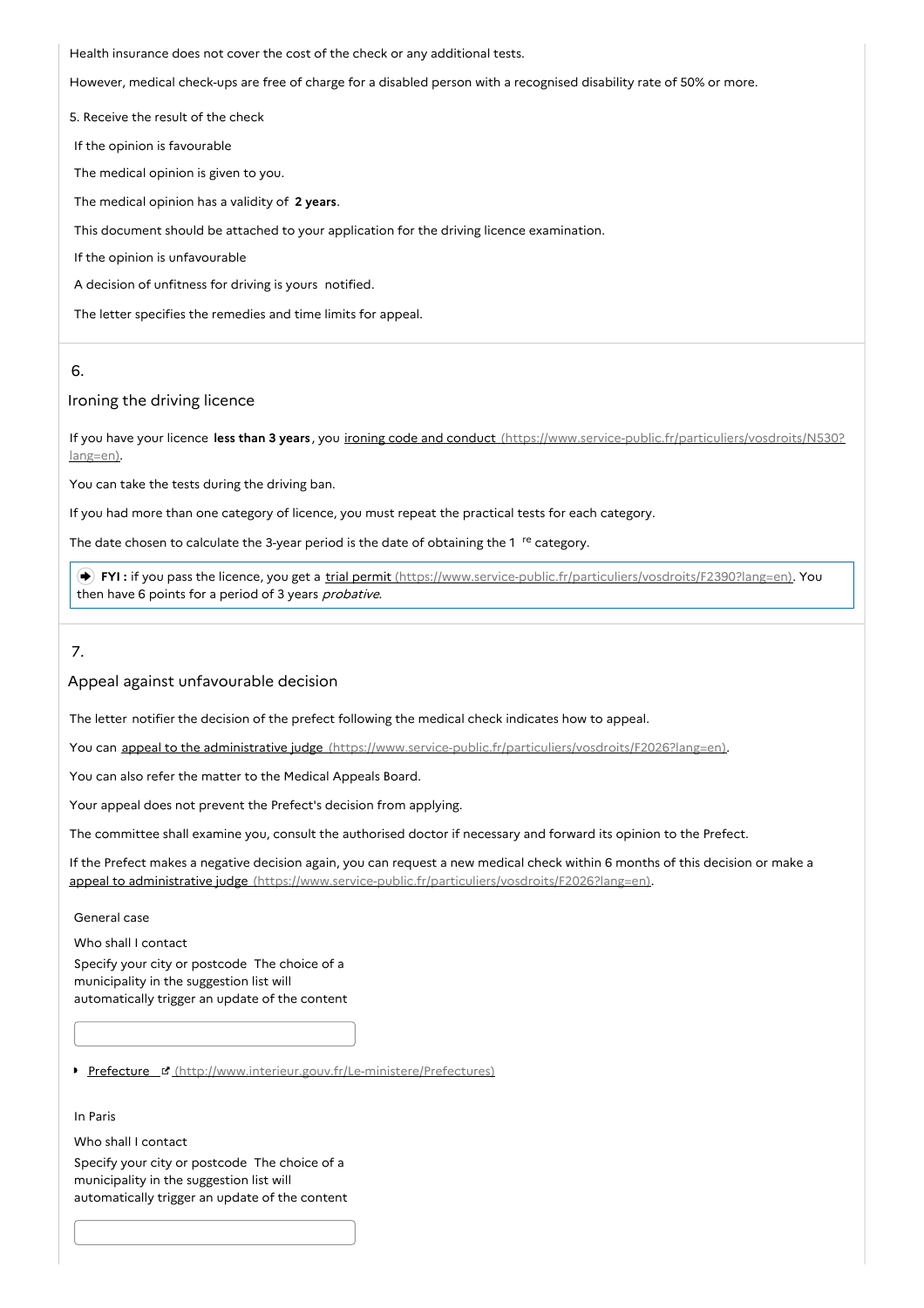Health insurance does not cover the cost of the check or any additional tests.

However, medical check-ups are free of charge for a disabled person with a recognised disability rate of 50% or more.

5. Receive the result of the check

If the opinion is favourable

The medical opinion is given to you.

The medical opinion has a validity of **2 years**.

This document should be attached to your application for the driving licence examination.

If the opinion is unfavourable

A decision of unfitness for driving is yours notified.

The letter specifies the remedies and time limits for appeal.

## 6.

### Ironing the driving licence

If you have your licence **less than 3 years**, you [ironing code and conduct (https://www.service-public.fr/particuliers/vosdroits/N530?lang=en)](https://www.service-public.fr/particuliers/vosdroits/N530?lang=en).

You can take the tests during the driving ban.

If you had more than one category of licence, you must repeat the practical tests for each category.

The date chosen to calculate the 3-year period is the date of obtaining the 1 re category.

> **FYI :** if you pass the licence, you get a [trial permit (https://www.service-public.fr/particuliers/vosdroits/F2390?lang=en)](https://www.service-public.fr/particuliers/vosdroits/F2390?lang=en). You then have 6 points for a period of 3 years *probative*.

## 7.

### Appeal against unfavourable decision

The letter notifier the decision of the prefect following the medical check indicates how to appeal.

You can [appeal to the administrative judge (https://www.service-public.fr/particuliers/vosdroits/F2026?lang=en)](https://www.service-public.fr/particuliers/vosdroits/F2026?lang=en).

You can also refer the matter to the Medical Appeals Board.

Your appeal does not prevent the Prefect's decision from applying.

The committee shall examine you, consult the authorised doctor if necessary and forward its opinion to the Prefect.

If the Prefect makes a negative decision again, you can request a new medical check within 6 months of this decision or make a [appeal to administrative judge (https://www.service-public.fr/particuliers/vosdroits/F2026?lang=en)](https://www.service-public.fr/particuliers/vosdroits/F2026?lang=en).

General case

Who shall I contact

Specify your city or postcode The choice of a municipality in the suggestion list will automatically trigger an update of the content

- [Prefecture (http://www.interieur.gouv.fr/Le-ministere/Prefectures)](http://www.interieur.gouv.fr/Le-ministere/Prefectures)

In Paris

Who shall I contact

Specify your city or postcode The choice of a municipality in the suggestion list will automatically trigger an update of the content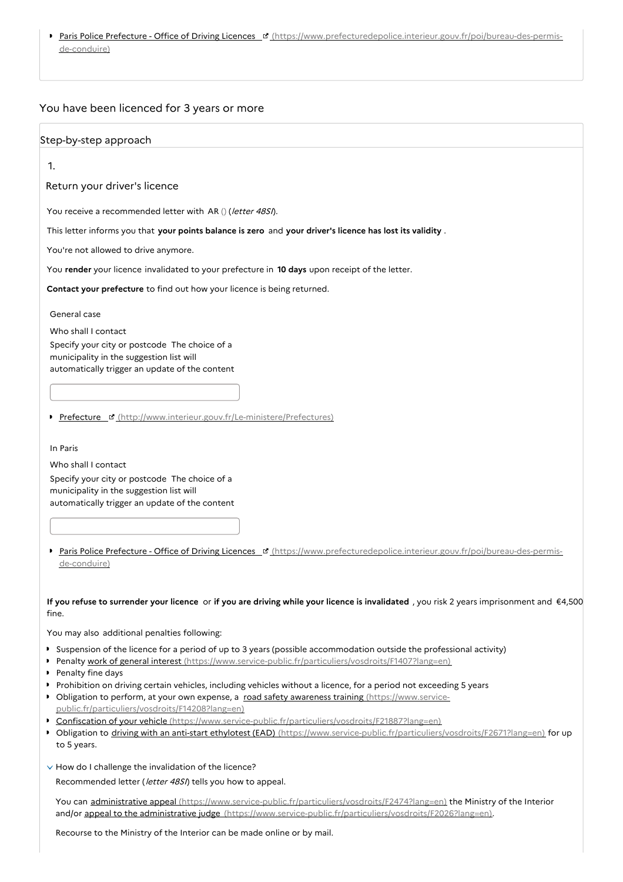- [Paris Police Prefecture - Office of Driving Licences](https://www.prefecturedepolice.interieur.gouv.fr/poi/bureau-des-permis-de-conduire) (https://www.prefecturedepolice.interieur.gouv.fr/poi/bureau-des-permis-de-conduire)

## You have been licenced for 3 years or more

### Step-by-step approach

1.

#### Return your driver's licence

You receive a recommended letter with AR () (*letter 48SI*).

This letter informs you that **your points balance is zero** and **your driver's licence has lost its validity** .

You're not allowed to drive anymore.

You **render** your licence invalidated to your prefecture in **10 days** upon receipt of the letter.

**Contact your prefecture** to find out how your licence is being returned.

General case

Who shall I contact

Specify your city or postcode The choice of a municipality in the suggestion list will automatically trigger an update of the content

- [Prefecture](http://www.interieur.gouv.fr/Le-ministere/Prefectures) (http://www.interieur.gouv.fr/Le-ministere/Prefectures)

In Paris

Who shall I contact

Specify your city or postcode The choice of a municipality in the suggestion list will automatically trigger an update of the content

- [Paris Police Prefecture - Office of Driving Licences](https://www.prefecturedepolice.interieur.gouv.fr/poi/bureau-des-permis-de-conduire) (https://www.prefecturedepolice.interieur.gouv.fr/poi/bureau-des-permis-de-conduire)

**If you refuse to surrender your licence** or **if you are driving while your licence is invalidated** , you risk 2 years imprisonment and €4,500 fine.

You may also additional penalties following:

- Suspension of the licence for a period of up to 3 years (possible accommodation outside the professional activity)
- Penalty [work of general interest](https://www.service-public.fr/particuliers/vosdroits/F1407?lang=en) (https://www.service-public.fr/particuliers/vosdroits/F1407?lang=en)
- Penalty fine days
- Prohibition on driving certain vehicles, including vehicles without a licence, for a period not exceeding 5 years
- Obligation to perform, at your own expense, a [road safety awareness training](https://www.service-public.fr/particuliers/vosdroits/F14208?lang=en) (https://www.service-public.fr/particuliers/vosdroits/F14208?lang=en)
- [Confiscation of your vehicle](https://www.service-public.fr/particuliers/vosdroits/F21887?lang=en) (https://www.service-public.fr/particuliers/vosdroits/F21887?lang=en)
- Obligation to [driving with an anti-start ethylotest (EAD)](https://www.service-public.fr/particuliers/vosdroits/F2671?lang=en) (https://www.service-public.fr/particuliers/vosdroits/F2671?lang=en) for up to 5 years.

How do I challenge the invalidation of the licence?

Recommended letter (*letter 48SI*) tells you how to appeal.

You can [administrative appeal](https://www.service-public.fr/particuliers/vosdroits/F2474?lang=en) (https://www.service-public.fr/particuliers/vosdroits/F2474?lang=en) the Ministry of the Interior and/or [appeal to the administrative judge](https://www.service-public.fr/particuliers/vosdroits/F2026?lang=en) (https://www.service-public.fr/particuliers/vosdroits/F2026?lang=en).

Recourse to the Ministry of the Interior can be made online or by mail.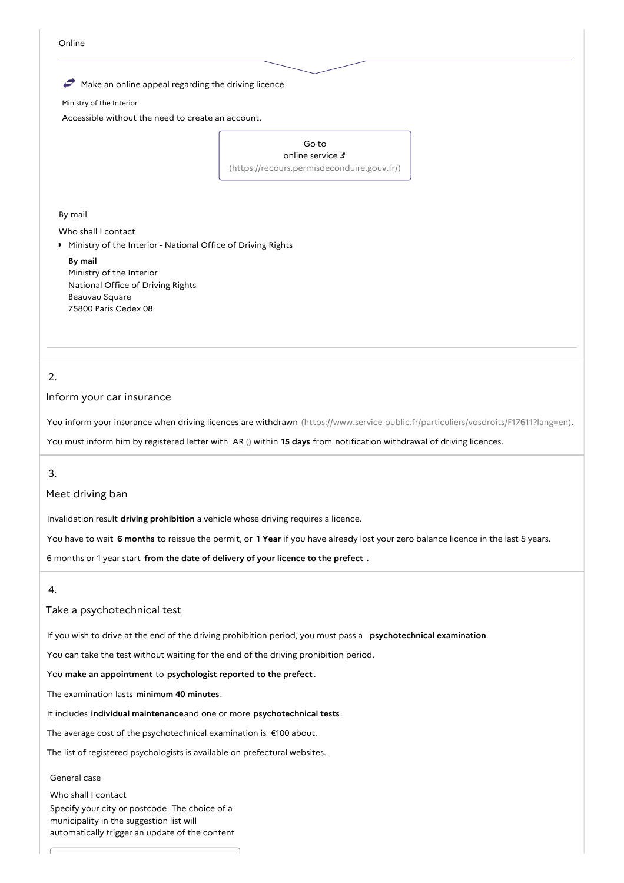Online

Make an online appeal regarding the driving licence

Ministry of the Interior

Accessible without the need to create an account.

Go to
online service
(https://recours.permisdeconduire.gouv.fr/)

By mail

Who shall I contact

- Ministry of the Interior - National Office of Driving Rights

**By mail**
Ministry of the Interior
National Office of Driving Rights
Beauvau Square
75800 Paris Cedex 08

## 2. Inform your car insurance

You inform your insurance when driving licences are withdrawn (https://www.service-public.fr/particuliers/vosdroits/F17611?lang=en).

You must inform him by registered letter with AR () within **15 days** from notification withdrawal of driving licences.

## 3. Meet driving ban

Invalidation result **driving prohibition** a vehicle whose driving requires a licence.

You have to wait **6 months** to reissue the permit, or **1 Year** if you have already lost your zero balance licence in the last 5 years.

6 months or 1 year start **from the date of delivery of your licence to the prefect** .

## 4. Take a psychotechnical test

If you wish to drive at the end of the driving prohibition period, you must pass a **psychotechnical examination**.

You can take the test without waiting for the end of the driving prohibition period.

You **make an appointment** to **psychologist reported to the prefect**.

The examination lasts **minimum 40 minutes**.

It includes **individual maintenance**and one or more **psychotechnical tests**.

The average cost of the psychotechnical examination is €100 about.

The list of registered psychologists is available on prefectural websites.

General case

Who shall I contact

Specify your city or postcode The choice of a municipality in the suggestion list will automatically trigger an update of the content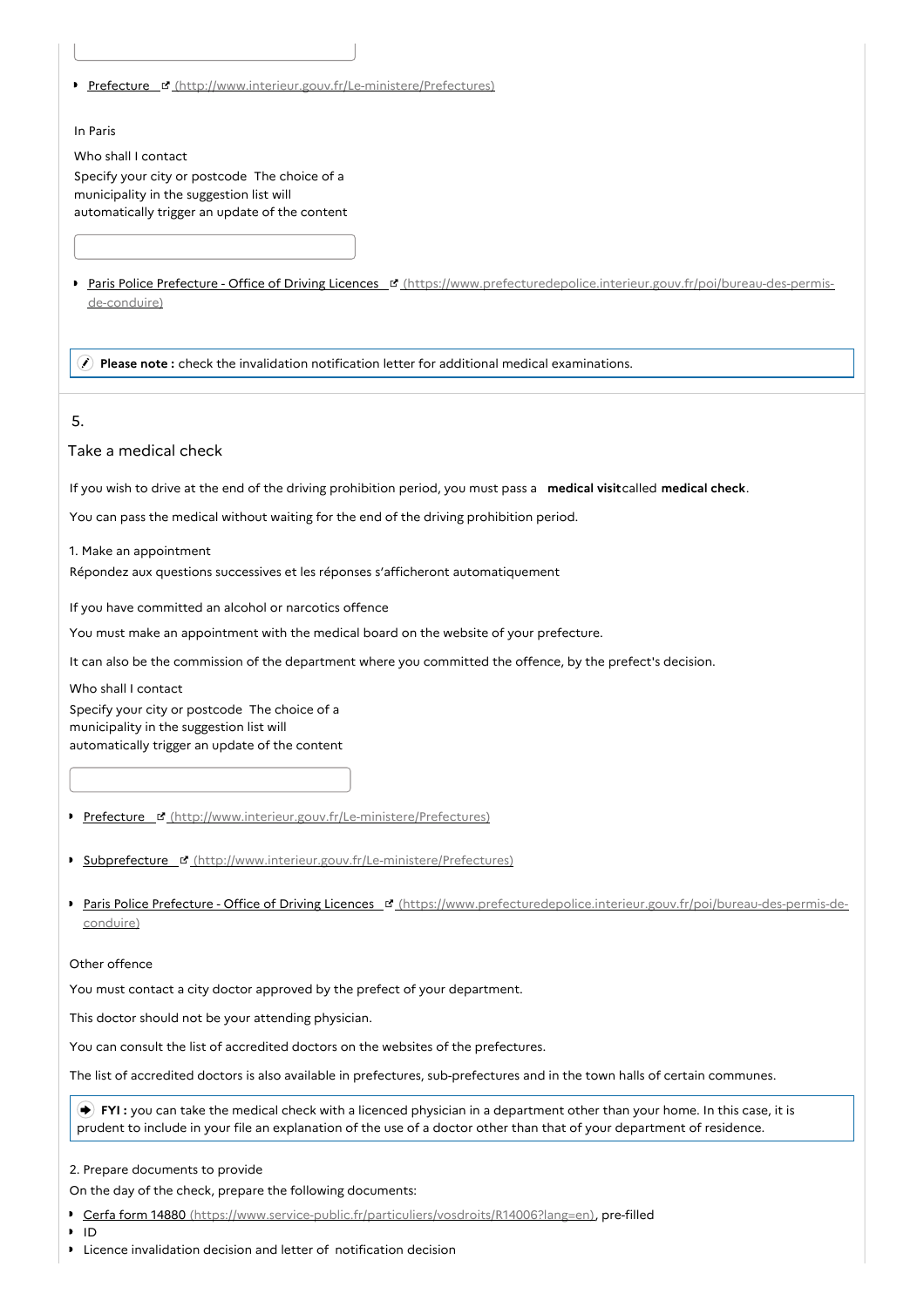- [Prefecture](http://www.interieur.gouv.fr/Le-ministere/Prefectures) (http://www.interieur.gouv.fr/Le-ministere/Prefectures)

In Paris

Who shall I contact

Specify your city or postcode The choice of a municipality in the suggestion list will automatically trigger an update of the content

- [Paris Police Prefecture - Office of Driving Licences](https://www.prefecturedepolice.interieur.gouv.fr/poi/bureau-des-permis-de-conduire) (https://www.prefecturedepolice.interieur.gouv.fr/poi/bureau-des-permis-de-conduire)

> **Please note :** check the invalidation notification letter for additional medical examinations.

5.

## Take a medical check

If you wish to drive at the end of the driving prohibition period, you must pass a **medical visit** called **medical check**.

You can pass the medical without waiting for the end of the driving prohibition period.

1. Make an appointment

Répondez aux questions successives et les réponses s'afficheront automatiquement

If you have committed an alcohol or narcotics offence

You must make an appointment with the medical board on the website of your prefecture.

It can also be the commission of the department where you committed the offence, by the prefect's decision.

Who shall I contact

Specify your city or postcode The choice of a municipality in the suggestion list will automatically trigger an update of the content

- [Prefecture](http://www.interieur.gouv.fr/Le-ministere/Prefectures) (http://www.interieur.gouv.fr/Le-ministere/Prefectures)
- [Subprefecture](http://www.interieur.gouv.fr/Le-ministere/Prefectures) (http://www.interieur.gouv.fr/Le-ministere/Prefectures)
- [Paris Police Prefecture - Office of Driving Licences](https://www.prefecturedepolice.interieur.gouv.fr/poi/bureau-des-permis-de-conduire) (https://www.prefecturedepolice.interieur.gouv.fr/poi/bureau-des-permis-de-conduire)

Other offence

You must contact a city doctor approved by the prefect of your department.

This doctor should not be your attending physician.

You can consult the list of accredited doctors on the websites of the prefectures.

The list of accredited doctors is also available in prefectures, sub-prefectures and in the town halls of certain communes.

> **FYI :** you can take the medical check with a licenced physician in a department other than your home. In this case, it is prudent to include in your file an explanation of the use of a doctor other than that of your department of residence.

2. Prepare documents to provide

On the day of the check, prepare the following documents:

- [Cerfa form 14880](https://www.service-public.fr/particuliers/vosdroits/R14006?lang=en) (https://www.service-public.fr/particuliers/vosdroits/R14006?lang=en), pre-filled
- ID
- Licence invalidation decision and letter of notification decision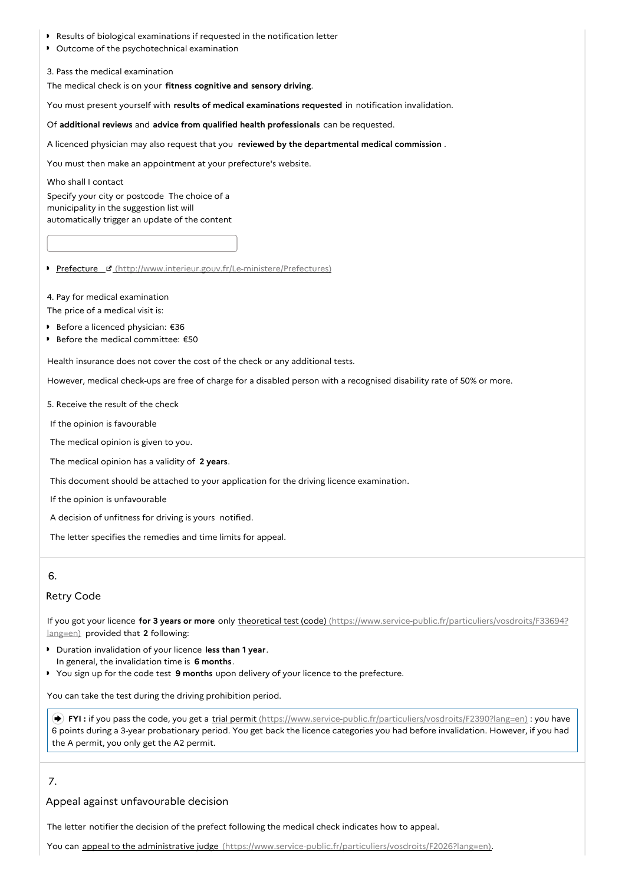- Results of biological examinations if requested in the notification letter
- Outcome of the psychotechnical examination

3. Pass the medical examination

The medical check is on your **fitness cognitive and sensory driving**.

You must present yourself with **results of medical examinations requested** in notification invalidation.

Of **additional reviews** and **advice from qualified health professionals** can be requested.

A licenced physician may also request that you **reviewed by the departmental medical commission** .

You must then make an appointment at your prefecture's website.

Who shall I contact

Specify your city or postcode The choice of a municipality in the suggestion list will automatically trigger an update of the content

- [Prefecture](http://www.interieur.gouv.fr/Le-ministere/Prefectures) (http://www.interieur.gouv.fr/Le-ministere/Prefectures)

4. Pay for medical examination

The price of a medical visit is:

- Before a licenced physician: €36
- Before the medical committee: €50

Health insurance does not cover the cost of the check or any additional tests.

However, medical check-ups are free of charge for a disabled person with a recognised disability rate of 50% or more.

5. Receive the result of the check

If the opinion is favourable

The medical opinion is given to you.

The medical opinion has a validity of **2 years**.

This document should be attached to your application for the driving licence examination.

If the opinion is unfavourable

A decision of unfitness for driving is yours notified.

The letter specifies the remedies and time limits for appeal.

## 6.

### Retry Code

If you got your licence **for 3 years or more** only [theoretical test (code)](https://www.service-public.fr/particuliers/vosdroits/F33694?lang=en) (https://www.service-public.fr/particuliers/vosdroits/F33694?lang=en) provided that **2** following:

- Duration invalidation of your licence **less than 1 year**.
  In general, the invalidation time is **6 months**.
- You sign up for the code test **9 months** upon delivery of your licence to the prefecture.

You can take the test during the driving prohibition period.

> **FYI :** if you pass the code, you get a [trial permit](https://www.service-public.fr/particuliers/vosdroits/F2390?lang=en) (https://www.service-public.fr/particuliers/vosdroits/F2390?lang=en) : you have 6 points during a 3-year probationary period. You get back the licence categories you had before invalidation. However, if you had the A permit, you only get the A2 permit.

## 7.

### Appeal against unfavourable decision

The letter notifier the decision of the prefect following the medical check indicates how to appeal.

You can [appeal to the administrative judge](https://www.service-public.fr/particuliers/vosdroits/F2026?lang=en) (https://www.service-public.fr/particuliers/vosdroits/F2026?lang=en).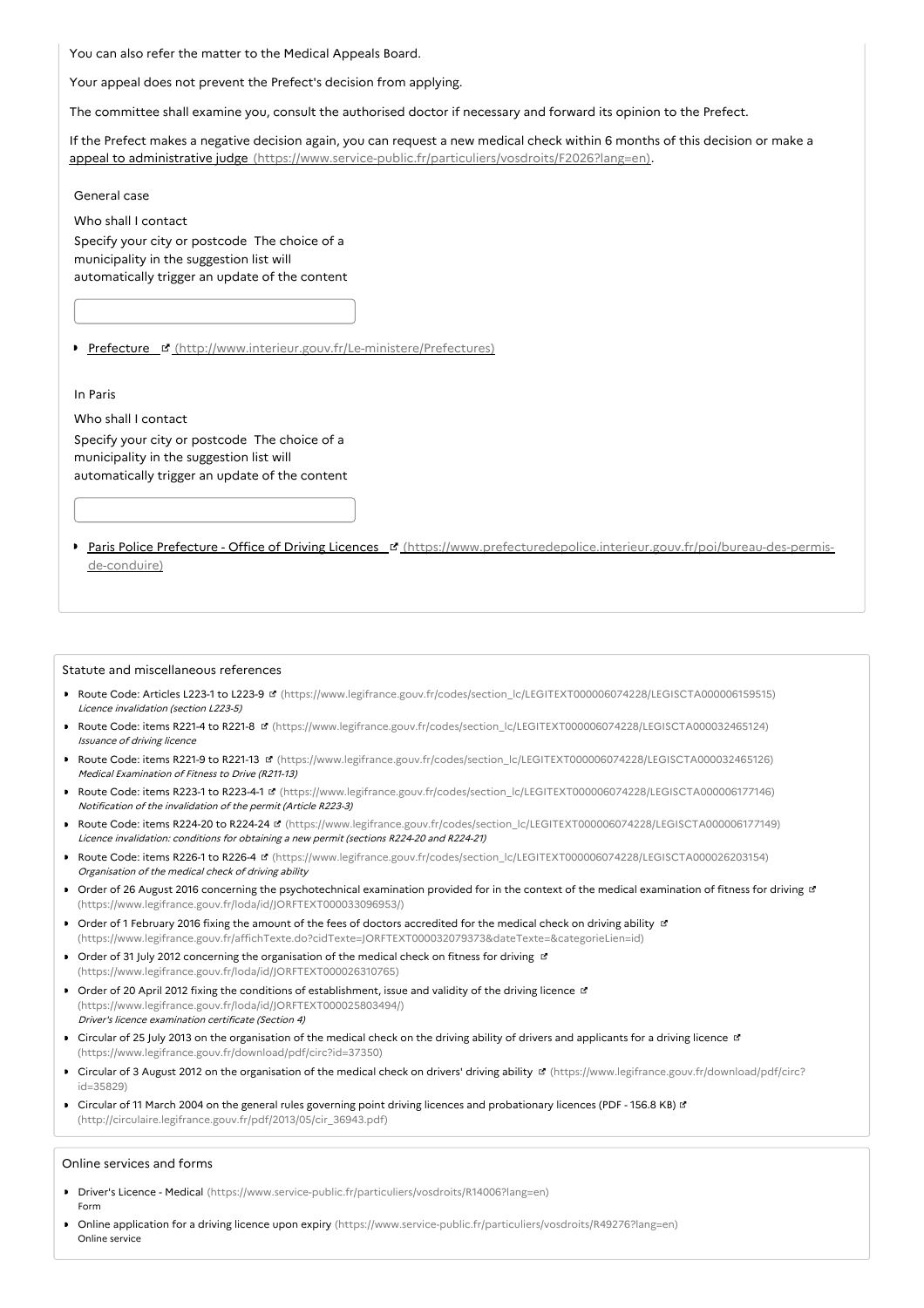You can also refer the matter to the Medical Appeals Board.

Your appeal does not prevent the Prefect's decision from applying.

The committee shall examine you, consult the authorised doctor if necessary and forward its opinion to the Prefect.

If the Prefect makes a negative decision again, you can request a new medical check within 6 months of this decision or make a [appeal to administrative judge (https://www.service-public.fr/particuliers/vosdroits/F2026?lang=en)](https://www.service-public.fr/particuliers/vosdroits/F2026?lang=en).

General case

Who shall I contact

Specify your city or postcode The choice of a municipality in the suggestion list will automatically trigger an update of the content

- [Prefecture (http://www.interieur.gouv.fr/Le-ministere/Prefectures)](http://www.interieur.gouv.fr/Le-ministere/Prefectures)

In Paris

Who shall I contact

Specify your city or postcode The choice of a municipality in the suggestion list will automatically trigger an update of the content

- [Paris Police Prefecture - Office of Driving Licences (https://www.prefecturedepolice.interieur.gouv.fr/poi/bureau-des-permis-de-conduire)](https://www.prefecturedepolice.interieur.gouv.fr/poi/bureau-des-permis-de-conduire)

## Statute and miscellaneous references

- Route Code: Articles L223-1 to L223-9 (https://www.legifrance.gouv.fr/codes/section_lc/LEGITEXT000006074228/LEGISCTA000006159515)
  *Licence invalidation (section L223-5)*
- Route Code: items R221-4 to R221-8 (https://www.legifrance.gouv.fr/codes/section_lc/LEGITEXT000006074228/LEGISCTA000032465124)
  *Issuance of driving licence*
- Route Code: items R221-9 to R221-13 (https://www.legifrance.gouv.fr/codes/section_lc/LEGITEXT000006074228/LEGISCTA000032465126)
  *Medical Examination of Fitness to Drive (R211-13)*
- Route Code: items R223-1 to R223-4-1 (https://www.legifrance.gouv.fr/codes/section_lc/LEGITEXT000006074228/LEGISCTA000006177146)
  *Notification of the invalidation of the permit (Article R223-3)*
- Route Code: items R224-20 to R224-24 (https://www.legifrance.gouv.fr/codes/section_lc/LEGITEXT000006074228/LEGISCTA000006177149)
  *Licence invalidation: conditions for obtaining a new permit (sections R224-20 and R224-21)*
- Route Code: items R226-1 to R226-4 (https://www.legifrance.gouv.fr/codes/section_lc/LEGITEXT000006074228/LEGISCTA000026203154)
  *Organisation of the medical check of driving ability*
- Order of 26 August 2016 concerning the psychotechnical examination provided for in the context of the medical examination of fitness for driving (https://www.legifrance.gouv.fr/loda/id/JORFTEXT000033096953/)
- Order of 1 February 2016 fixing the amount of the fees of doctors accredited for the medical check on driving ability (https://www.legifrance.gouv.fr/affichTexte.do?cidTexte=JORFTEXT000032079373&dateTexte=&categorieLien=id)
- Order of 31 July 2012 concerning the organisation of the medical check on fitness for driving (https://www.legifrance.gouv.fr/loda/id/JORFTEXT000026310765)
- Order of 20 April 2012 fixing the conditions of establishment, issue and validity of the driving licence (https://www.legifrance.gouv.fr/loda/id/JORFTEXT000025803494/)
  *Driver's licence examination certificate (Section 4)*
- Circular of 25 July 2013 on the organisation of the medical check on the driving ability of drivers and applicants for a driving licence (https://www.legifrance.gouv.fr/download/pdf/circ?id=37350)
- Circular of 3 August 2012 on the organisation of the medical check on drivers' driving ability (https://www.legifrance.gouv.fr/download/pdf/circ?id=35829)
- Circular of 11 March 2004 on the general rules governing point driving licences and probationary licences (PDF - 156.8 KB) (http://circulaire.legifrance.gouv.fr/pdf/2013/05/cir_36943.pdf)

## Online services and forms

- Driver's Licence - Medical (https://www.service-public.fr/particuliers/vosdroits/R14006?lang=en)
  Form
- Online application for a driving licence upon expiry (https://www.service-public.fr/particuliers/vosdroits/R49276?lang=en)
  Online service